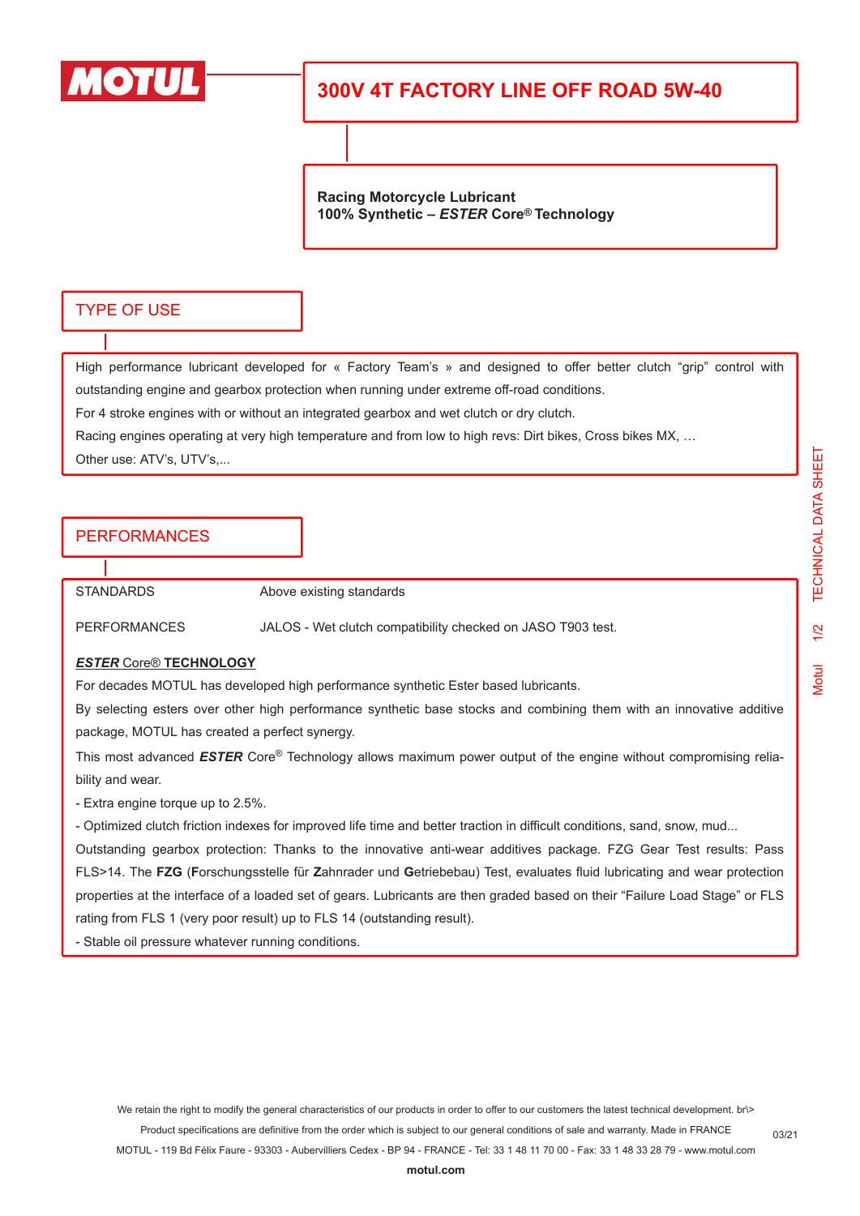# 300V 4T FACTORY LINE OFF ROAD 5W-40

**Racing Motorcycle Lubricant**
**100% Synthetic – *ESTER* Core® Technology**

## TYPE OF USE

High performance lubricant developed for « Factory Team's » and designed to offer better clutch "grip" control with outstanding engine and gearbox protection when running under extreme off-road conditions.

For 4 stroke engines with or without an integrated gearbox and wet clutch or dry clutch.

Racing engines operating at very high temperature and from low to high revs: Dirt bikes, Cross bikes MX, …

Other use: ATV's, UTV's,...

## PERFORMANCES

| | |
|---|---|
| STANDARDS | Above existing standards |
| PERFORMANCES | JALOS - Wet clutch compatibility checked on JASO T903 test. |

***ESTER* Core® TECHNOLOGY**

For decades MOTUL has developed high performance synthetic Ester based lubricants.

By selecting esters over other high performance synthetic base stocks and combining them with an innovative additive package, MOTUL has created a perfect synergy.

This most advanced ***ESTER*** Core® Technology allows maximum power output of the engine without compromising reliability and wear.

- Extra engine torque up to 2.5%.
- Optimized clutch friction indexes for improved life time and better traction in difficult conditions, sand, snow, mud...

Outstanding gearbox protection: Thanks to the innovative anti-wear additives package. FZG Gear Test results: Pass FLS>14. The **FZG** (**F**orschungsstelle für **Z**ahnrader und **G**etriebebau) Test, evaluates fluid lubricating and wear protection properties at the interface of a loaded set of gears. Lubricants are then graded based on their "Failure Load Stage" or FLS rating from FLS 1 (very poor result) up to FLS 14 (outstanding result).

- Stable oil pressure whatever running conditions.

We retain the right to modify the general characteristics of our products in order to offer to our customers the latest technical development. br\>
Product specifications are definitive from the order which is subject to our general conditions of sale and warranty. Made in FRANCE
MOTUL - 119 Bd Félix Faure - 93303 - Aubervilliers Cedex - BP 94 - FRANCE - Tel: 33 1 48 11 70 00 - Fax: 33 1 48 33 28 79 - www.motul.com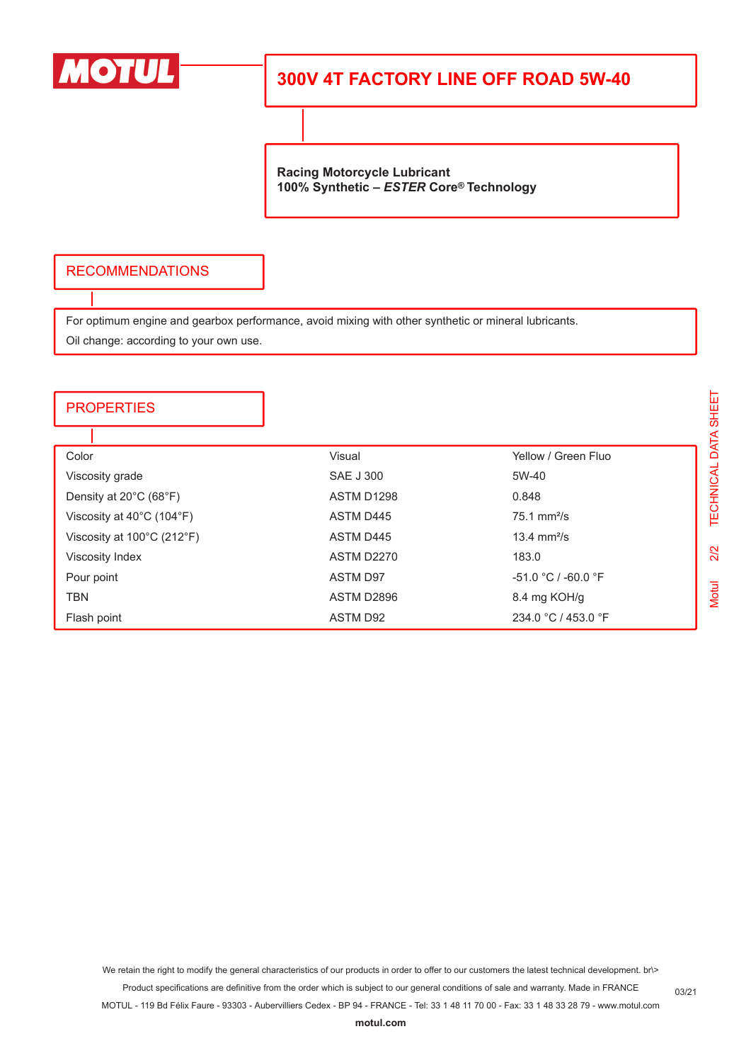# 300V 4T FACTORY LINE OFF ROAD 5W-40

**Racing Motorcycle Lubricant**
**100% Synthetic – *ESTER* Core® Technology**

## RECOMMENDATIONS

For optimum engine and gearbox performance, avoid mixing with other synthetic or mineral lubricants.
Oil change: according to your own use.

## PROPERTIES

| | | |
|---|---|---|
| Color | Visual | Yellow / Green Fluo |
| Viscosity grade | SAE J 300 | 5W-40 |
| Density at 20°C (68°F) | ASTM D1298 | 0.848 |
| Viscosity at 40°C (104°F) | ASTM D445 | 75.1 mm²/s |
| Viscosity at 100°C (212°F) | ASTM D445 | 13.4 mm²/s |
| Viscosity Index | ASTM D2270 | 183.0 |
| Pour point | ASTM D97 | -51.0 °C / -60.0 °F |
| TBN | ASTM D2896 | 8.4 mg KOH/g |
| Flash point | ASTM D92 | 234.0 °C / 453.0 °F |

We retain the right to modify the general characteristics of our products in order to offer to our customers the latest technical development. br\>
Product specifications are definitive from the order which is subject to our general conditions of sale and warranty. Made in FRANCE
MOTUL - 119 Bd Félix Faure - 93303 - Aubervilliers Cedex - BP 94 - FRANCE - Tel: 33 1 48 11 70 00 - Fax: 33 1 48 33 28 79 - www.motul.com
**motul.com**

03/21